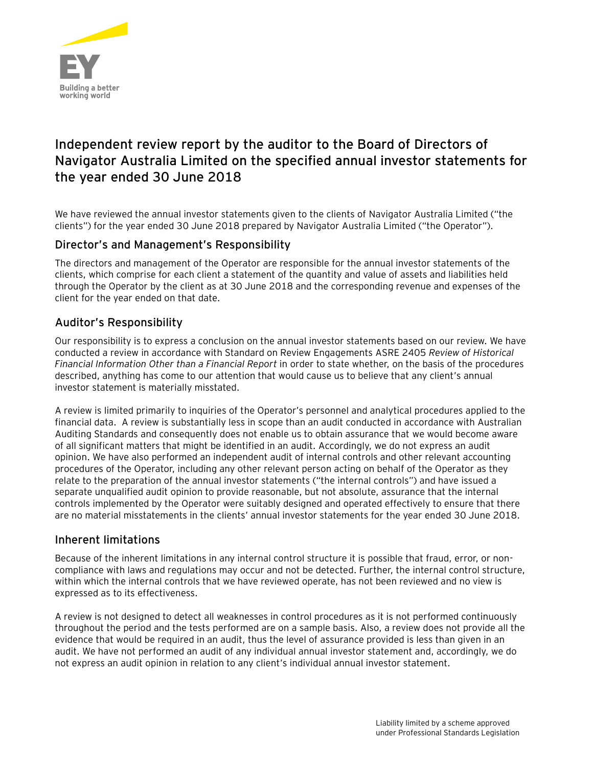# Independent review report by the auditor to the Board of Directors of Navigator Australia Limited on the specified annual investor statements for the year ended 30 June 2018

We have reviewed the annual investor statements given to the clients of Navigator Australia Limited ("the clients") for the year ended 30 June 2018 prepared by Navigator Australia Limited ("the Operator").

## Director's and Management's Responsibility

The directors and management of the Operator are responsible for the annual investor statements of the clients, which comprise for each client a statement of the quantity and value of assets and liabilities held through the Operator by the client as at 30 June 2018 and the corresponding revenue and expenses of the client for the year ended on that date.

## Auditor's Responsibility

Our responsibility is to express a conclusion on the annual investor statements based on our review. We have conducted a review in accordance with Standard on Review Engagements ASRE 2405 *Review of Historical Financial Information Other than a Financial Report* in order to state whether, on the basis of the procedures described, anything has come to our attention that would cause us to believe that any client's annual investor statement is materially misstated.

A review is limited primarily to inquiries of the Operator's personnel and analytical procedures applied to the financial data. A review is substantially less in scope than an audit conducted in accordance with Australian Auditing Standards and consequently does not enable us to obtain assurance that we would become aware of all significant matters that might be identified in an audit. Accordingly, we do not express an audit opinion. We have also performed an independent audit of internal controls and other relevant accounting procedures of the Operator, including any other relevant person acting on behalf of the Operator as they relate to the preparation of the annual investor statements ("the internal controls") and have issued a separate unqualified audit opinion to provide reasonable, but not absolute, assurance that the internal controls implemented by the Operator were suitably designed and operated effectively to ensure that there are no material misstatements in the clients' annual investor statements for the year ended 30 June 2018.

## Inherent limitations

Because of the inherent limitations in any internal control structure it is possible that fraud, error, or non-compliance with laws and regulations may occur and not be detected. Further, the internal control structure, within which the internal controls that we have reviewed operate, has not been reviewed and no view is expressed as to its effectiveness.

A review is not designed to detect all weaknesses in control procedures as it is not performed continuously throughout the period and the tests performed are on a sample basis. Also, a review does not provide all the evidence that would be required in an audit, thus the level of assurance provided is less than given in an audit. We have not performed an audit of any individual annual investor statement and, accordingly, we do not express an audit opinion in relation to any client's individual annual investor statement.

Liability limited by a scheme approved under Professional Standards Legislation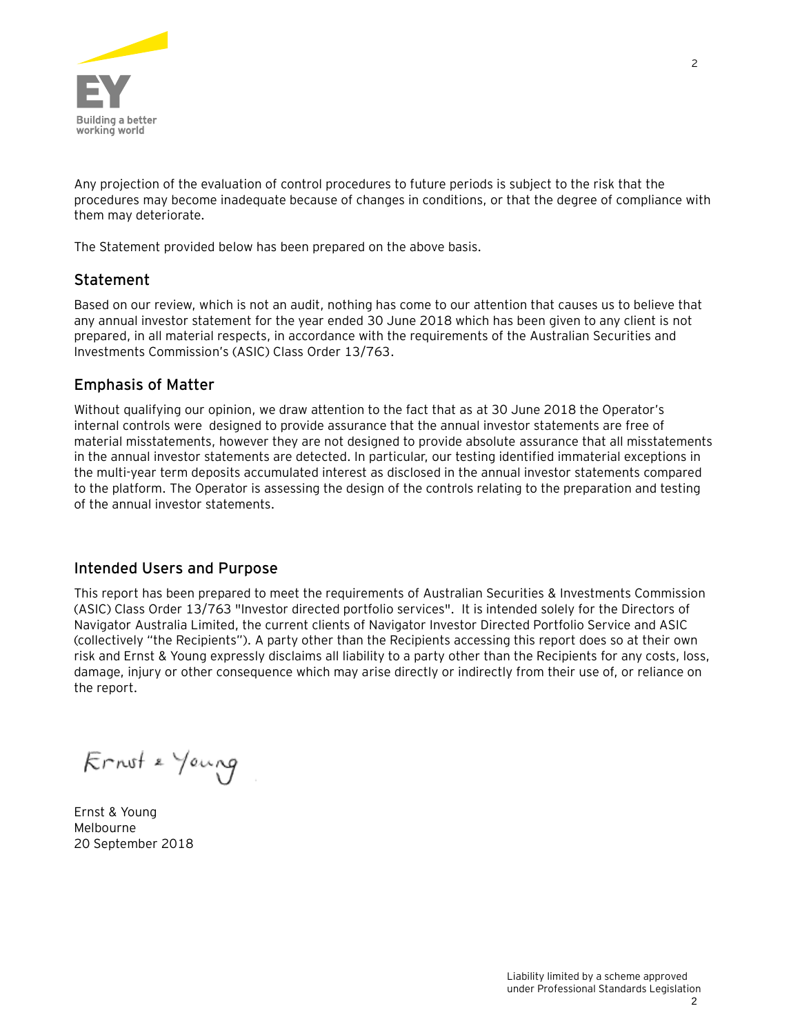Any projection of the evaluation of control procedures to future periods is subject to the risk that the procedures may become inadequate because of changes in conditions, or that the degree of compliance with them may deteriorate.

The Statement provided below has been prepared on the above basis.

## Statement

Based on our review, which is not an audit, nothing has come to our attention that causes us to believe that any annual investor statement for the year ended 30 June 2018 which has been given to any client is not prepared, in all material respects, in accordance with the requirements of the Australian Securities and Investments Commission's (ASIC) Class Order 13/763.

## Emphasis of Matter

Without qualifying our opinion, we draw attention to the fact that as at 30 June 2018 the Operator's internal controls were designed to provide assurance that the annual investor statements are free of material misstatements, however they are not designed to provide absolute assurance that all misstatements in the annual investor statements are detected. In particular, our testing identified immaterial exceptions in the multi-year term deposits accumulated interest as disclosed in the annual investor statements compared to the platform. The Operator is assessing the design of the controls relating to the preparation and testing of the annual investor statements.

## Intended Users and Purpose

This report has been prepared to meet the requirements of Australian Securities & Investments Commission (ASIC) Class Order 13/763 "Investor directed portfolio services". It is intended solely for the Directors of Navigator Australia Limited, the current clients of Navigator Investor Directed Portfolio Service and ASIC (collectively "the Recipients"). A party other than the Recipients accessing this report does so at their own risk and Ernst & Young expressly disclaims all liability to a party other than the Recipients for any costs, loss, damage, injury or other consequence which may arise directly or indirectly from their use of, or reliance on the report.

Ernst & Young

Ernst & Young
Melbourne
20 September 2018

Liability limited by a scheme approved under Professional Standards Legislation